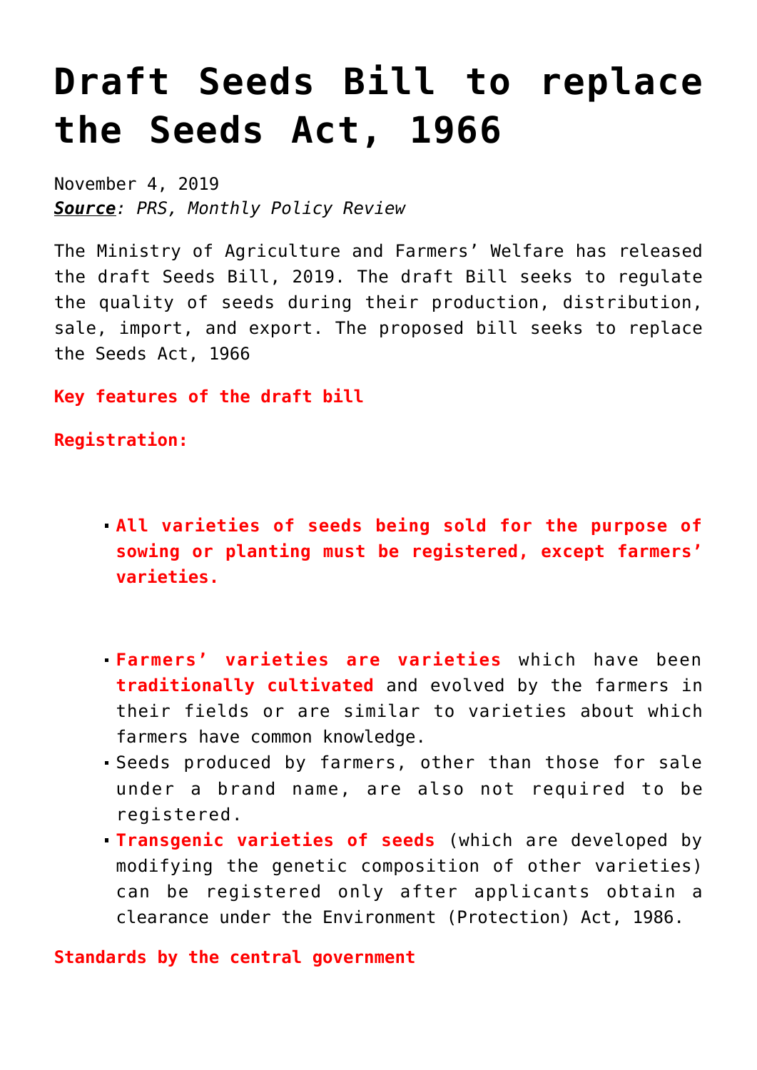# Draft Seeds Bill to replace the Seeds Act, 1966

November 4, 2019
***Source**: PRS, Monthly Policy Review*

The Ministry of Agriculture and Farmers' Welfare has released the draft Seeds Bill, 2019. The draft Bill seeks to regulate the quality of seeds during their production, distribution, sale, import, and export. The proposed bill seeks to replace the Seeds Act, 1966

**Key features of the draft bill**

**Registration:**

- **All varieties of seeds being sold for the purpose of sowing or planting must be registered, except farmers' varieties.**
- **Farmers' varieties are varieties** which have been **traditionally cultivated** and evolved by the farmers in their fields or are similar to varieties about which farmers have common knowledge.
- Seeds produced by farmers, other than those for sale under a brand name, are also not required to be registered.
- **Transgenic varieties of seeds** (which are developed by modifying the genetic composition of other varieties) can be registered only after applicants obtain a clearance under the Environment (Protection) Act, 1986.

**Standards by the central government**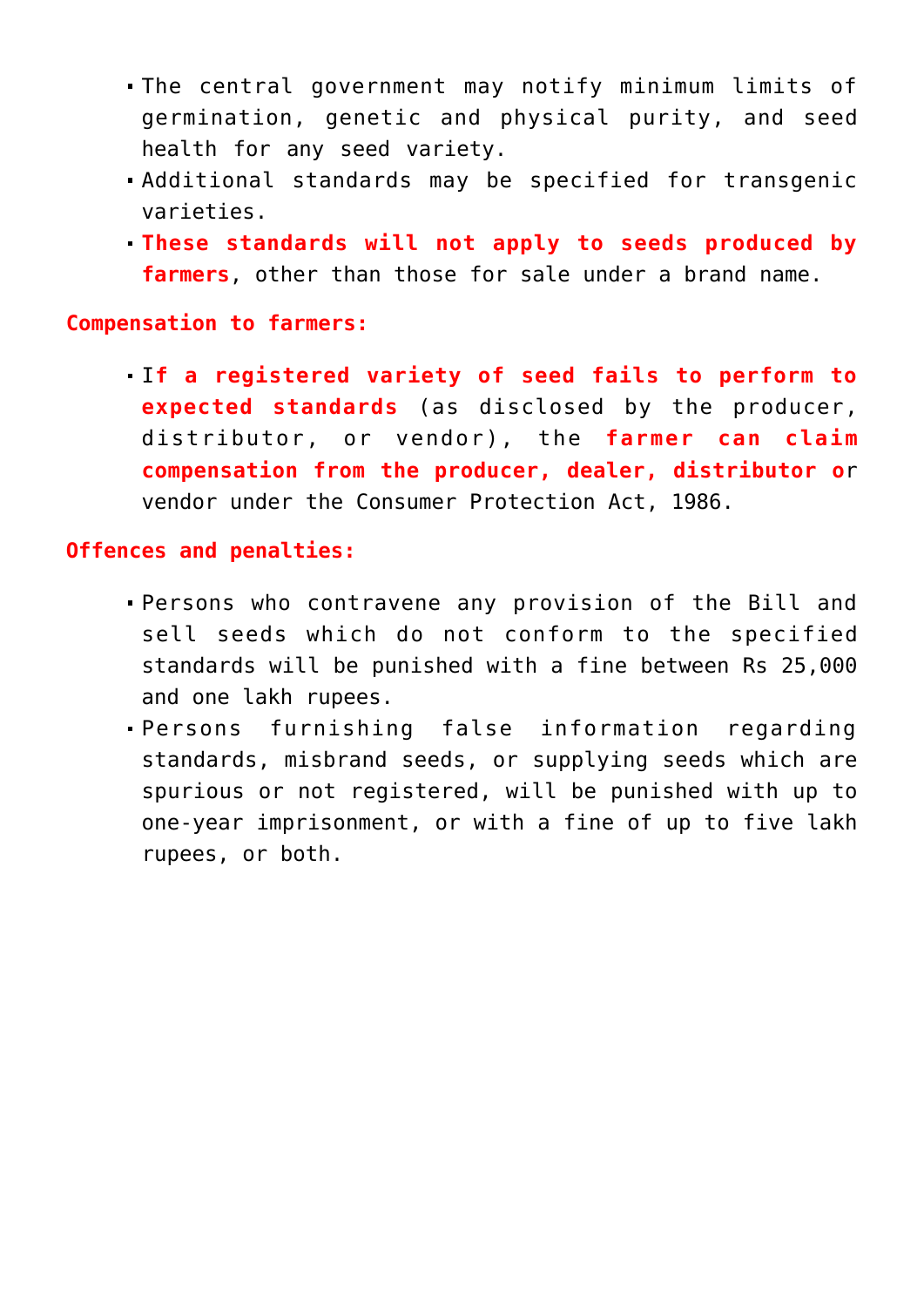- The central government may notify minimum limits of germination, genetic and physical purity, and seed health for any seed variety.
- Additional standards may be specified for transgenic varieties.
- **These standards will not apply to seeds produced by farmers**, other than those for sale under a brand name.

**Compensation to farmers:**

- I**f a registered variety of seed fails to perform to expected standards** (as disclosed by the producer, distributor, or vendor), the **farmer can claim compensation from the producer, dealer, distributor o**r vendor under the Consumer Protection Act, 1986.

**Offences and penalties:**

- Persons who contravene any provision of the Bill and sell seeds which do not conform to the specified standards will be punished with a fine between Rs 25,000 and one lakh rupees.
- Persons furnishing false information regarding standards, misbrand seeds, or supplying seeds which are spurious or not registered, will be punished with up to one-year imprisonment, or with a fine of up to five lakh rupees, or both.